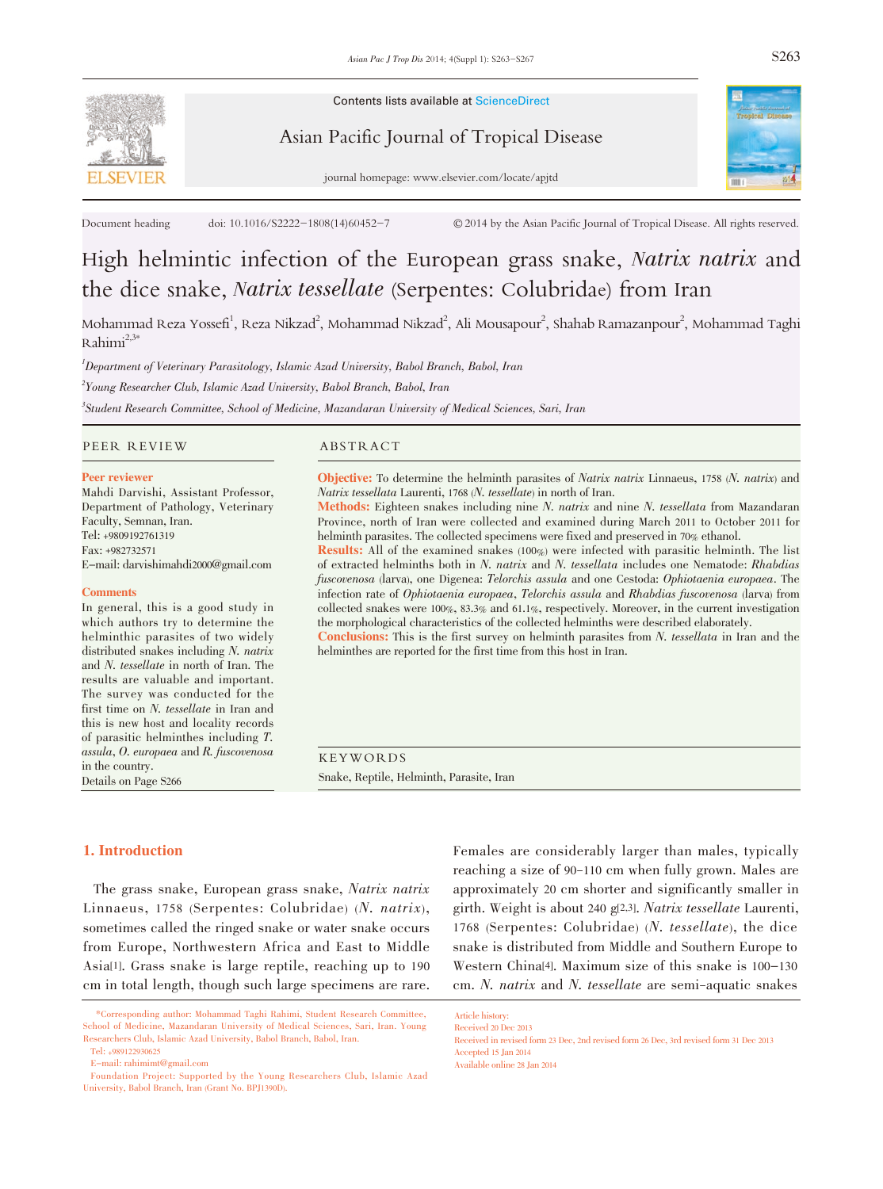Contents lists available at ScienceDirect

Asian Pacific Journal of Tropical Disease

journal homepage: www.elsevier.com/locate/apjtd

Document heading doi: 10.1016/S2222-1808(14)60452-7 © 2014 by the Asian Pacific Journal of Tropical Disease. All rights reserved.

# High helmintic infection of the European grass snake, *Natrix natrix* and the dice snake, *Natrix tessellate* (Serpentes: Colubridae) from Iran

Mohammad Reza Yossefi[1], Reza Nikzad[2], Mohammad Nikzad[2], Ali Mousapour[2], Shahab Ramazanpour[2], Mohammad Taghi Rahimi[2,3*]

[1]*Department of Veterinary Parasitology, Islamic Azad University, Babol Branch, Babol, Iran*

[2]*Young Researcher Club, Islamic Azad University, Babol Branch, Babol, Iran*

[3]*Student Research Committee, School of Medicine, Mazandaran University of Medical Sciences, Sari, Iran*

## PEER REVIEW

**Peer reviewer**

Mahdi Darvishi, Assistant Professor, Department of Pathology, Veterinary Faculty, Semnan, Iran.
Tel: +9809192761319
Fax: +982732571
E-mail: darvishimahdi2000@gmail.com

**Comments**

In general, this is a good study in which authors try to determine the helminthic parasites of two widely distributed snakes including *N. natrix* and *N. tessellate* in north of Iran. The results are valuable and important. The survey was conducted for the first time on *N. tessellate* in Iran and this is new host and locality records of parasitic helminthes including *T. assula*, *O. europaea* and *R. fuscovenosa* in the country.
Details on Page S266

## ABSTRACT

**Objective:** To determine the helminth parasites of *Natrix natrix* Linnaeus, 1758 (*N. natrix*) and *Natrix tessellata* Laurenti, 1768 (*N. tessellate*) in north of Iran.

**Methods:** Eighteen snakes including nine *N. natrix* and nine *N. tessellata* from Mazandaran Province, north of Iran were collected and examined during March 2011 to October 2011 for helminth parasites. The collected specimens were fixed and preserved in 70% ethanol.

**Results:** All of the examined snakes (100%) were infected with parasitic helminth. The list of extracted helminths both in *N. natrix* and *N. tessellata* includes one Nematode: *Rhabdias fuscovenosa* (larva), one Digenea: *Telorchis assula* and one Cestoda: *Ophiotaenia europaea*. The infection rate of *Ophiotaenia europaea*, *Telorchis assula* and *Rhabdias fuscovenosa* (larva) from collected snakes were 100%, 83.3% and 61.1%, respectively. Moreover, in the current investigation the morphological characteristics of the collected helminths were described elaborately.

**Conclusions:** This is the first survey on helminth parasites from *N. tessellata* in Iran and the helminthes are reported for the first time from this host in Iran.

## KEYWORDS

Snake, Reptile, Helminth, Parasite, Iran

## 1. Introduction

The grass snake, European grass snake, *Natrix natrix* Linnaeus, 1758 (Serpentes: Colubridae) (*N. natrix*), sometimes called the ringed snake or water snake occurs from Europe, Northwestern Africa and East to Middle Asia[1]. Grass snake is large reptile, reaching up to 190 cm in total length, though such large specimens are rare. Females are considerably larger than males, typically reaching a size of 90-110 cm when fully grown. Males are approximately 20 cm shorter and significantly smaller in girth. Weight is about 240 g[2,3]. *Natrix tessellate* Laurenti, 1768 (Serpentes: Colubridae) (*N. tessellate*), the dice snake is distributed from Middle and Southern Europe to Western China[4]. Maximum size of this snake is 100-130 cm. *N. natrix* and *N. tessellate* are semi-aquatic snakes

*Corresponding author: Mohammad Taghi Rahimi, Student Research Committee, School of Medicine, Mazandaran University of Medical Sciences, Sari, Iran. Young Researchers Club, Islamic Azad University, Babol Branch, Babol, Iran.
Tel: +989122930625
E-mail: rahimimt@gmail.com
Foundation Project: Supported by the Young Researchers Club, Islamic Azad University, Babol Branch, Iran (Grant No. BPJ1390D).

Article history:
Received 20 Dec 2013
Received in revised form 23 Dec, 2nd revised form 26 Dec, 3rd revised form 31 Dec 2013
Accepted 15 Jan 2014
Available online 28 Jan 2014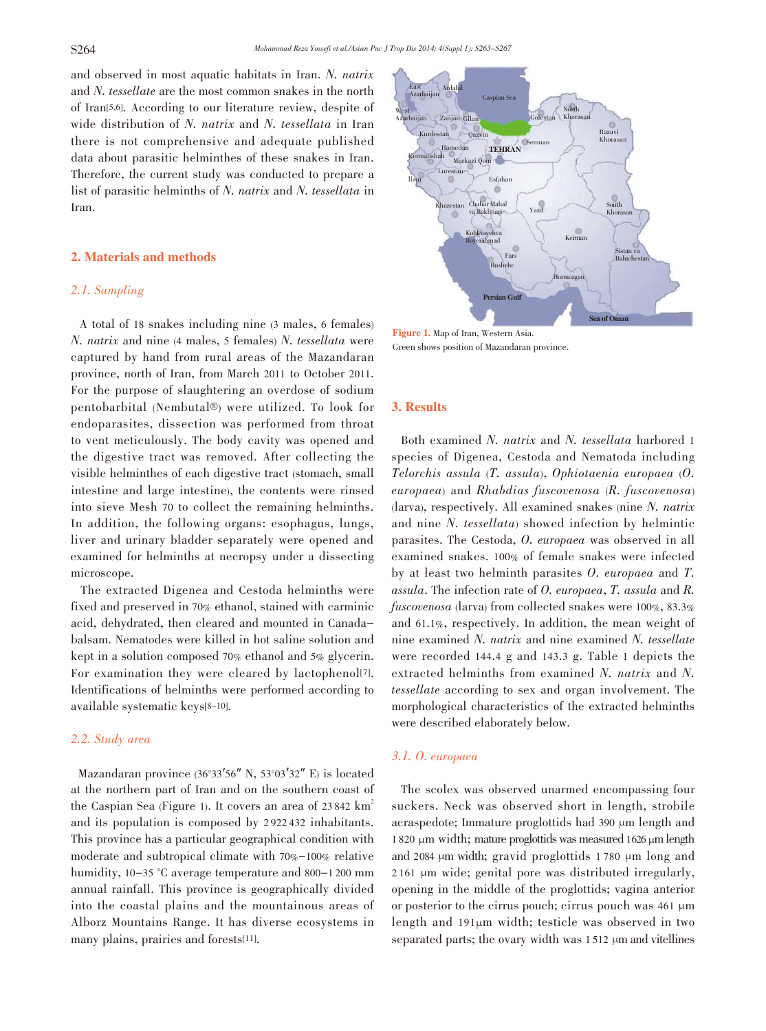and observed in most aquatic habitats in Iran. *N. natrix* and *N. tessellate* are the most common snakes in the north of Iran[5,6]. According to our literature review, despite of wide distribution of *N. natrix* and *N. tessellata* in Iran there is not comprehensive and adequate published data about parasitic helminthes of these snakes in Iran. Therefore, the current study was conducted to prepare a list of parasitic helminths of *N. natrix* and *N. tessellata* in Iran.

## 2. Materials and methods

### 2.1. Sampling

A total of 18 snakes including nine (3 males, 6 females) *N. natrix* and nine (4 males, 5 females) *N. tessellata* were captured by hand from rural areas of the Mazandaran province, north of Iran, from March 2011 to October 2011. For the purpose of slaughtering an overdose of sodium pentobarbital (Nembutal®) were utilized. To look for endoparasites, dissection was performed from throat to vent meticulously. The body cavity was opened and the digestive tract was removed. After collecting the visible helminthes of each digestive tract (stomach, small intestine and large intestine), the contents were rinsed into sieve Mesh 70 to collect the remaining helminths. In addition, the following organs: esophagus, lungs, liver and urinary bladder separately were opened and examined for helminths at necropsy under a dissecting microscope.

The extracted Digenea and Cestoda helminths were fixed and preserved in 70% ethanol, stained with carminic acid, dehydrated, then cleared and mounted in Canada–balsam. Nematodes were killed in hot saline solution and kept in a solution composed 70% ethanol and 5% glycerin. For examination they were cleared by lactophenol[7]. Identifications of helminths were performed according to available systematic keys[8–10].

### 2.2. Study area

Mazandaran province (36°33′56″ N, 53°03′32″ E) is located at the northern part of Iran and on the southern coast of the Caspian Sea (Figure 1). It covers an area of 23 842 km$^2$ and its population is composed by 2 922 432 inhabitants. This province has a particular geographical condition with moderate and subtropical climate with 70%–100% relative humidity, 10–35 °C average temperature and 800–1 200 mm annual rainfall. This province is geographically divided into the coastal plains and the mountainous areas of Alborz Mountains Range. It has diverse ecosystems in many plains, prairies and forests[11].

**Figure 1.** Map of Iran, Western Asia.
Green shows position of Mazandaran province.

## 3. Results

Both examined *N. natrix* and *N. tessellata* harbored 1 species of Digenea, Cestoda and Nematoda including *Telorchis assula* (*T. assula*), *Ophiotaenia europaea* (*O. europaea*) and *Rhabdias fuscovenosa* (*R. fuscovenosa*) (larva), respectively. All examined snakes (nine *N. natrix* and nine *N. tessellata*) showed infection by helmintic parasites. The Cestoda, *O. europaea* was observed in all examined snakes. 100% of female snakes were infected by at least two helminth parasites *O. europaea* and *T. assula*. The infection rate of *O. europaea*, *T. assula* and *R. fuscovenosa* (larva) from collected snakes were 100%, 83.3% and 61.1%, respectively. In addition, the mean weight of nine examined *N. natrix* and nine examined *N. tessellate* were recorded 144.4 g and 143.3 g. Table 1 depicts the extracted helminths from examined *N. natrix* and *N. tessellate* according to sex and organ involvement. The morphological characteristics of the extracted helminths were described elaborately below.

### 3.1. *O. europaea*

The scolex was observed unarmed encompassing four suckers. Neck was observed short in length, strobile acraspedote; Immature proglottids had 390 μm length and 1 820 μm width; mature proglottids was measured 1626 μm length and 2084 μm width; gravid proglottids 1 780 μm long and 2 161 μm wide; genital pore was distributed irregularly, opening in the middle of the proglottids; vagina anterior or posterior to the cirrus pouch; cirrus pouch was 461 μm length and 191μm width; testicle was observed in two separated parts; the ovary width was 1 512 μm and vitellines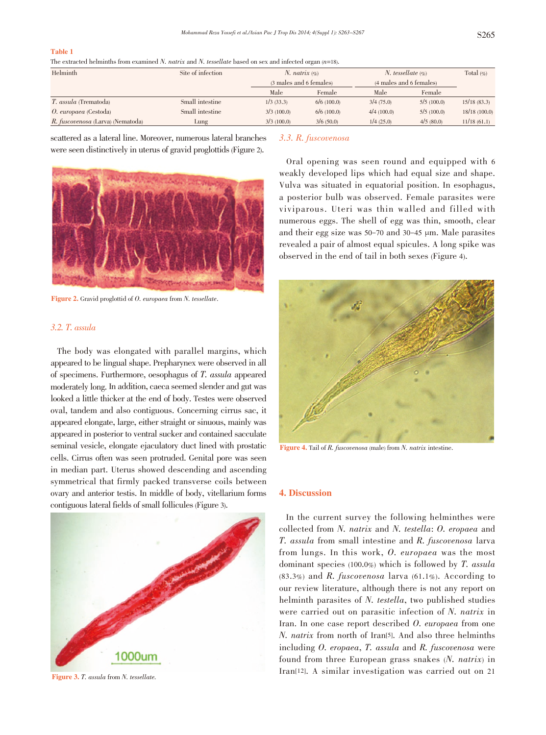**Table 1**

The extracted helminths from examined *N. natrix* and *N. tessellate* based on sex and infected organ (n=18).

| Helminth | Site of infection | *N. natrix* (%) (3 males and 6 females) | | *N. tessellate* (%) (4 males and 6 females) | | Total (%) |
|---|---|---|---|---|---|---|
| | | Male | Female | Male | Female | |
| *T. assula* (Trematoda) | Small intestine | 1/3 (33.3) | 6/6 (100.0) | 3/4 (75.0) | 5/5 (100.0) | 15/18 (83.3) |
| *O. europaea* (Cestoda) | Small intestine | 3/3 (100.0) | 6/6 (100.0) | 4/4 (100.0) | 5/5 (100.0) | 18/18 (100.0) |
| *R. fuscovenosa* (Larva) (Nematoda) | Lung | 3/3 (100.0) | 3/6 (50.0) | 1/4 (25.0) | 4/5 (80.0) | 11/18 (61.1) |

scattered as a lateral line. Moreover, numerous lateral branches were seen distinctively in uterus of gravid proglottids (Figure 2).

**Figure 2.** Gravid proglottid of *O. europaea* from *N. tessellate*.

### 3.2. *T. assula*

The body was elongated with parallel margins, which appeared to be lingual shape. Prepharynex were observed in all of specimens. Furthermore, oesophagus of *T. assula* appeared moderately long. In addition, caeca seemed slender and gut was looked a little thicker at the end of body. Testes were observed oval, tandem and also contiguous. Concerning cirrus sac, it appeared elongate, large, either straight or sinuous, mainly was appeared in posterior to ventral sucker and contained sacculate seminal vesicle, elongate ejaculatory duct lined with prostatic cells. Cirrus often was seen protruded. Genital pore was seen in median part. Uterus showed descending and ascending symmetrical that firmly packed transverse coils between ovary and anterior testis. In middle of body, vitellarium forms contiguous lateral fields of small follicules (Figure 3).

**Figure 3.** *T. assula* from *N. tessellate*.

### 3.3. *R. fuscovenosa*

Oral opening was seen round and equipped with 6 weakly developed lips which had equal size and shape. Vulva was situated in equatorial position. In esophagus, a posterior bulb was observed. Female parasites were viviparous. Uteri was thin walled and filled with numerous eggs. The shell of egg was thin, smooth, clear and their egg size was 50–70 and 30–45 μm. Male parasites revealed a pair of almost equal spicules. A long spike was observed in the end of tail in both sexes (Figure 4).

**Figure 4.** Tail of *R. fuscovenosa* (male) from *N. natrix* intestine.

## 4. Discussion

In the current survey the following helminthes were collected from *N. natrix* and *N. testella*: *O. eropaea* and *T. assula* from small intestine and *R. fuscovenosa* larva from lungs. In this work, *O. europaea* was the most dominant species (100.0%) which is followed by *T. assula* (83.3%) and *R. fuscovenosa* larva (61.1%). According to our review literature, although there is not any report on helminth parasites of *N. testella*, two published studies were carried out on parasitic infection of *N. natrix* in Iran. In one case report described *O. europaea* from one *N. natrix* from north of Iran[5]. And also three helminths including *O. eropaea*, *T. assula* and *R. fuscovenosa* were found from three European grass snakes (*N. natrix*) in Iran[12]. A similar investigation was carried out on 21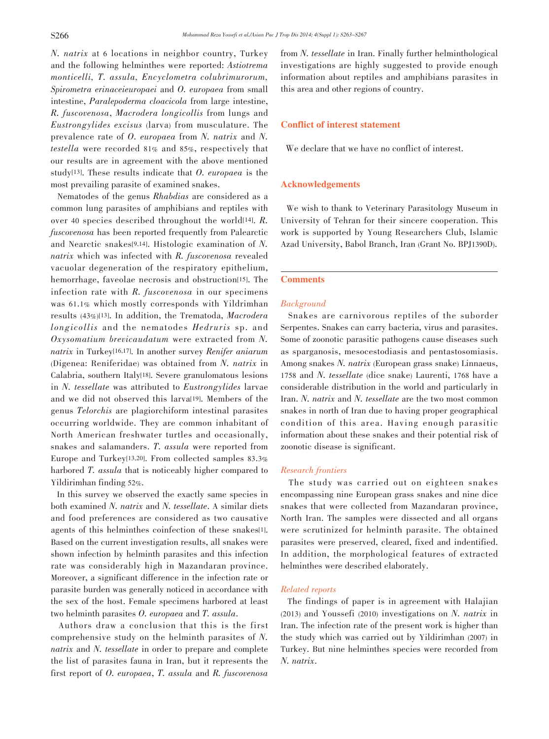*N. natrix* at 6 locations in neighbor country, Turkey and the following helminthes were reported: *Astiotrema monticelli*, *T. assula*, *Encyclometra colubrimurorum*, *Spirometra erinaceieuropaei* and *O. europaea* from small intestine, *Paralepoderma cloacicola* from large intestine, *R. fuscovenosa*, *Macrodera longicollis* from lungs and *Eustrongylides excisus* (larva) from musculature. The prevalence rate of *O. europaea* from *N. natrix* and *N. testella* were recorded 81% and 85%, respectively that our results are in agreement with the above mentioned study[13]. These results indicate that *O. europaea* is the most prevailing parasite of examined snakes.

Nematodes of the genus *Rhabdias* are considered as a common lung parasites of amphibians and reptiles with over 40 species described throughout the world[14]. *R. fuscovenosa* has been reported frequently from Palearctic and Nearctic snakes[9,14]. Histologic examination of *N. natrix* which was infected with *R. fuscovenosa* revealed vacuolar degeneration of the respiratory epithelium, hemorrhage, faveolae necrosis and obstruction[15]. The infection rate with *R. fuscovenosa* in our specimens was 61.1% which mostly corresponds with Yildrimhan results (43%)[13]. In addition, the Trematoda, *Macrodera longicollis* and the nematodes *Hedruris* sp. and *Oxysomatium brevicaudatum* were extracted from *N. natrix* in Turkey[16,17]. In another survey *Renifer aniarum* (Digenea: Reniferidae) was obtained from *N. natrix* in Calabria, southern Italy[18]. Severe granulomatous lesions in *N. tessellate* was attributed to *Eustrongylides* larvae and we did not observed this larva[19]. Members of the genus *Telorchis* are plagiorchiform intestinal parasites occurring worldwide. They are common inhabitant of North American freshwater turtles and occasionally, snakes and salamanders. *T. assula* were reported from Europe and Turkey[13,20]. From collected samples 83.3% harbored *T. assula* that is noticeably higher compared to Yildirimhan finding 52%.

In this survey we observed the exactly same species in both examined *N. natrix* and *N. tessellate*. A similar diets and food preferences are considered as two causative agents of this helminthes coinfection of these snakes[1]. Based on the current investigation results, all snakes were shown infection by helminth parasites and this infection rate was considerably high in Mazandaran province. Moreover, a significant difference in the infection rate or parasite burden was generally noticed in accordance with the sex of the host. Female specimens harbored at least two helminth parasites *O. europaea* and *T. assula*.

Authors draw a conclusion that this is the first comprehensive study on the helminth parasites of *N. natrix* and *N. tessellate* in order to prepare and complete the list of parasites fauna in Iran, but it represents the first report of *O. europaea*, *T. assula* and *R. fuscovenosa* from *N. tessellate* in Iran. Finally further helminthological investigations are highly suggested to provide enough information about reptiles and amphibians parasites in this area and other regions of country.

## Conflict of interest statement

We declare that we have no conflict of interest.

## Acknowledgements

We wish to thank to Veterinary Parasitology Museum in University of Tehran for their sincere cooperation. This work is supported by Young Researchers Club, Islamic Azad University, Babol Branch, Iran (Grant No. BPJ1390D).

## Comments

### *Background*

Snakes are carnivorous reptiles of the suborder Serpentes. Snakes can carry bacteria, virus and parasites. Some of zoonotic parasitic pathogens cause diseases such as sparganosis, mesocestodiasis and pentastosomiasis. Among snakes *N. natrix* (European grass snake) Linnaeus, 1758 and *N. tessellate* (dice snake) Laurenti, 1768 have a considerable distribution in the world and particularly in Iran. *N. natrix* and *N. tessellate* are the two most common snakes in north of Iran due to having proper geographical condition of this area. Having enough parasitic information about these snakes and their potential risk of zoonotic disease is significant.

### *Research frontiers*

The study was carried out on eighteen snakes encompassing nine European grass snakes and nine dice snakes that were collected from Mazandaran province, North Iran. The samples were dissected and all organs were scrutinized for helminth parasite. The obtained parasites were preserved, cleared, fixed and indentified. In addition, the morphological features of extracted helminthes were described elaborately.

### *Related reports*

The findings of paper is in agreement with Halajian (2013) and Youssefi (2010) investigations on *N. natrix* in Iran. The infection rate of the present work is higher than the study which was carried out by Yildirimhan (2007) in Turkey. But nine helminthes species were recorded from *N. natrix*.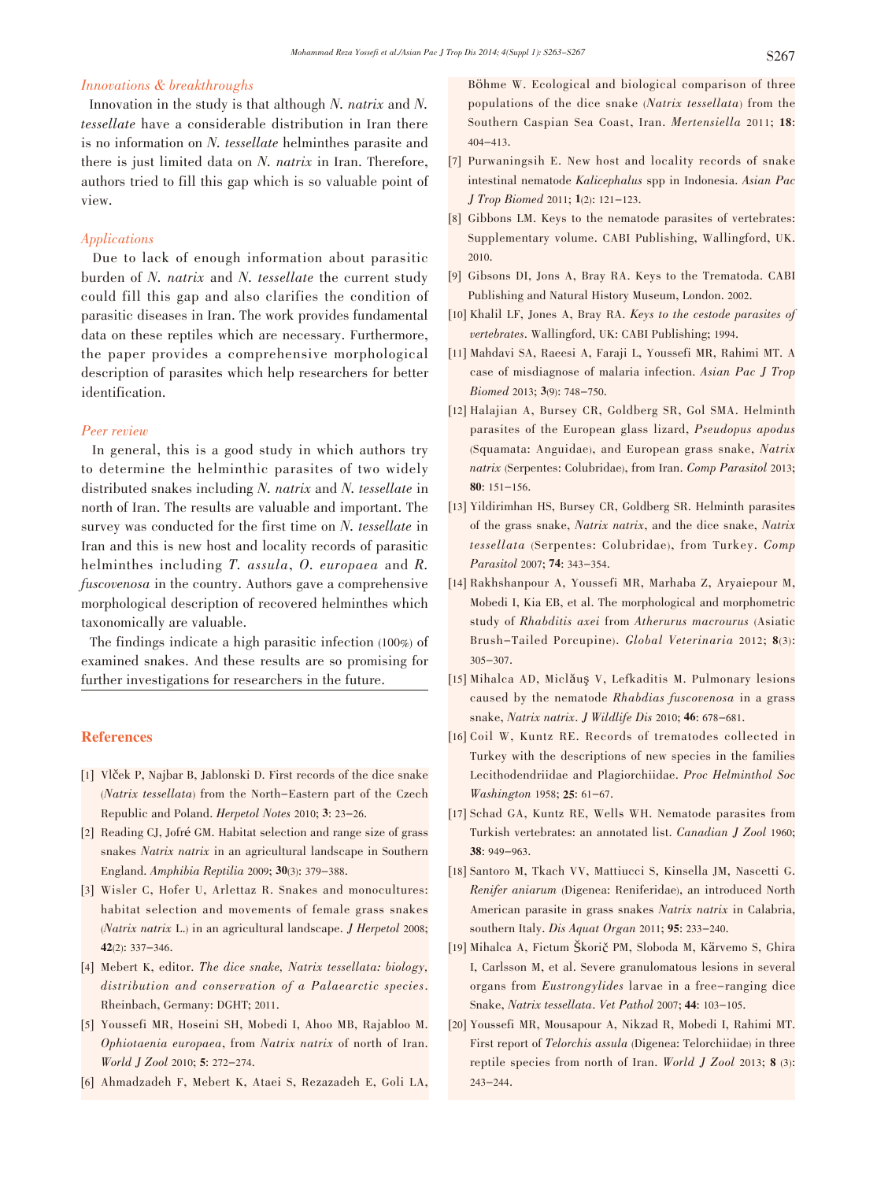### *Innovations & breakthroughs*

Innovation in the study is that although *N. natrix* and *N. tessellate* have a considerable distribution in Iran there is no information on *N. tessellate* helminthes parasite and there is just limited data on *N. natrix* in Iran. Therefore, authors tried to fill this gap which is so valuable point of view.

### *Applications*

Due to lack of enough information about parasitic burden of *N. natrix* and *N. tessellate* the current study could fill this gap and also clarifies the condition of parasitic diseases in Iran. The work provides fundamental data on these reptiles which are necessary. Furthermore, the paper provides a comprehensive morphological description of parasites which help researchers for better identification.

### *Peer review*

In general, this is a good study in which authors try to determine the helminthic parasites of two widely distributed snakes including *N. natrix* and *N. tessellate* in north of Iran. The results are valuable and important. The survey was conducted for the first time on *N. tessellate* in Iran and this is new host and locality records of parasitic helminthes including *T. assula*, *O. europaea* and *R. fuscovenosa* in the country. Authors gave a comprehensive morphological description of recovered helminthes which taxonomically are valuable.

The findings indicate a high parasitic infection (100%) of examined snakes. And these results are so promising for further investigations for researchers in the future.

## References

[1] Vlček P, Najbar B, Jablonski D. First records of the dice snake (*Natrix tessellata*) from the North-Eastern part of the Czech Republic and Poland. *Herpetol Notes* 2010; **3**: 23-26.

[2] Reading CJ, Jofré GM. Habitat selection and range size of grass snakes *Natrix natrix* in an agricultural landscape in Southern England. *Amphibia Reptilia* 2009; **30**(3): 379-388.

[3] Wisler C, Hofer U, Arlettaz R. Snakes and monocultures: habitat selection and movements of female grass snakes (*Natrix natrix* L.) in an agricultural landscape. *J Herpetol* 2008; **42**(2): 337-346.

[4] Mebert K, editor. *The dice snake, Natrix tessellata: biology, distribution and conservation of a Palaearctic species*. Rheinbach, Germany: DGHT; 2011.

[5] Youssefi MR, Hoseini SH, Mobedi I, Ahoo MB, Rajabloo M. *Ophiotaenia europaea*, from *Natrix natrix* of north of Iran. *World J Zool* 2010; **5**: 272-274.

[6] Ahmadzadeh F, Mebert K, Ataei S, Rezazadeh E, Goli LA, Böhme W. Ecological and biological comparison of three populations of the dice snake (*Natrix tessellata*) from the Southern Caspian Sea Coast, Iran. *Mertensiella* 2011; **18**: 404-413.

[7] Purwaningsih E. New host and locality records of snake intestinal nematode *Kalicephalus* spp in Indonesia. *Asian Pac J Trop Biomed* 2011; **1**(2): 121-123.

[8] Gibbons LM. Keys to the nematode parasites of vertebrates: Supplementary volume. CABI Publishing, Wallingford, UK. 2010.

[9] Gibsons DI, Jons A, Bray RA. Keys to the Trematoda. CABI Publishing and Natural History Museum, London. 2002.

[10] Khalil LF, Jones A, Bray RA. *Keys to the cestode parasites of vertebrates*. Wallingford, UK: CABI Publishing; 1994.

[11] Mahdavi SA, Raeesi A, Faraji L, Youssefi MR, Rahimi MT. A case of misdiagnose of malaria infection. *Asian Pac J Trop Biomed* 2013; **3**(9): 748-750.

[12] Halajian A, Bursey CR, Goldberg SR, Gol SMA. Helminth parasites of the European glass lizard, *Pseudopus apodus* (Squamata: Anguidae), and European grass snake, *Natrix natrix* (Serpentes: Colubridae), from Iran. *Comp Parasitol* 2013; **80**: 151-156.

[13] Yildirimhan HS, Bursey CR, Goldberg SR. Helminth parasites of the grass snake, *Natrix natrix*, and the dice snake, *Natrix tessellata* (Serpentes: Colubridae), from Turkey. *Comp Parasitol* 2007; **74**: 343-354.

[14] Rakhshanpour A, Youssefi MR, Marhaba Z, Aryaiepour M, Mobedi I, Kia EB, et al. The morphological and morphometric study of *Rhabditis axei* from *Atherurus macrourus* (Asiatic Brush-Tailed Porcupine). *Global Veterinaria* 2012; **8**(3): 305-307.

[15] Mihalca AD, Miclăuş V, Lefkaditis M. Pulmonary lesions caused by the nematode *Rhabdias fuscovenosa* in a grass snake, *Natrix natrix*. *J Wildlife Dis* 2010; **46**: 678-681.

[16] Coil W, Kuntz RE. Records of trematodes collected in Turkey with the descriptions of new species in the families Lecithodendriidae and Plagiorchiidae. *Proc Helminthol Soc Washington* 1958; **25**: 61-67.

[17] Schad GA, Kuntz RE, Wells WH. Nematode parasites from Turkish vertebrates: an annotated list. *Canadian J Zool* 1960; **38**: 949-963.

[18] Santoro M, Tkach VV, Mattiucci S, Kinsella JM, Nascetti G. *Renifer aniarum* (Digenea: Reniferidae), an introduced North American parasite in grass snakes *Natrix natrix* in Calabria, southern Italy. *Dis Aquat Organ* 2011; **95**: 233-240.

[19] Mihalca A, Fictum Škorič PM, Sloboda M, Kärvemo S, Ghira I, Carlsson M, et al. Severe granulomatous lesions in several organs from *Eustrongylides* larvae in a free-ranging dice Snake, *Natrix tessellata*. *Vet Pathol* 2007; **44**: 103-105.

[20] Youssefi MR, Mousapour A, Nikzad R, Mobedi I, Rahimi MT. First report of *Telorchis assula* (Digenea: Telorchiidae) in three reptile species from north of Iran. *World J Zool* 2013; **8** (3): 243-244.